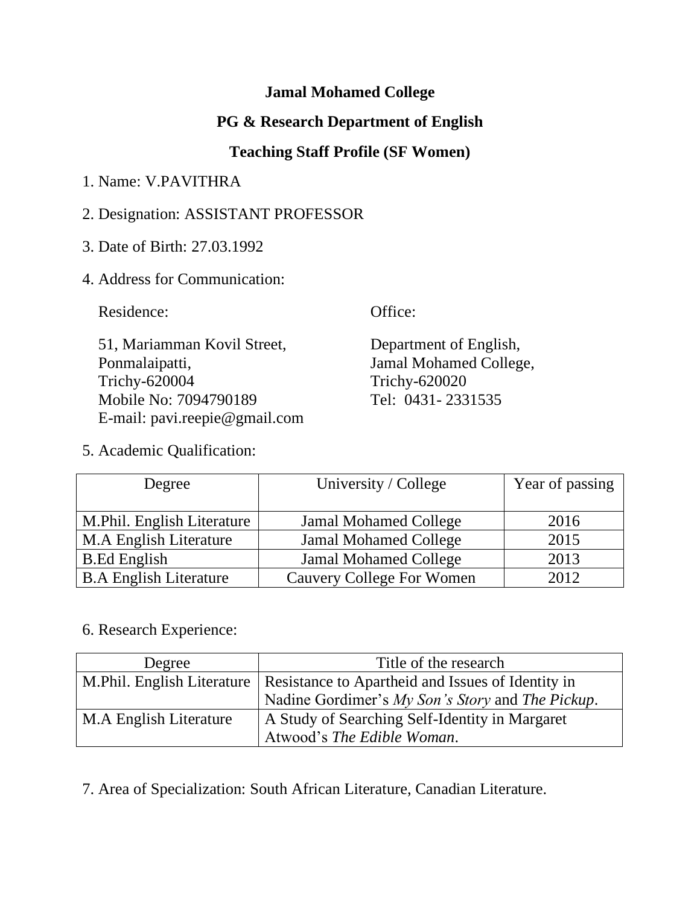# Jamal Mohamed College

## PG & Research Department of English

## Teaching Staff Profile (SF Women)

1. Name: V.PAVITHRA

2. Designation: ASSISTANT PROFESSOR

3. Date of Birth: 27.03.1992

4. Address for Communication:

Residence:

51, Mariamman Kovil Street,
Ponmalaipatti,
Trichy-620004
Mobile No: 7094790189
E-mail: pavi.reepie@gmail.com

Office:

Department of English,
Jamal Mohamed College,
Trichy-620020
Tel: 0431- 2331535

5. Academic Qualification:

| Degree | University / College | Year of passing |
|---|---|---|
| M.Phil. English Literature | Jamal Mohamed College | 2016 |
| M.A English Literature | Jamal Mohamed College | 2015 |
| B.Ed English | Jamal Mohamed College | 2013 |
| B.A English Literature | Cauvery College For Women | 2012 |

6. Research Experience:

| Degree | Title of the research |
|---|---|
| M.Phil. English Literature | Resistance to Apartheid and Issues of Identity in Nadine Gordimer's *My Son's Story* and *The Pickup*. |
| M.A English Literature | A Study of Searching Self-Identity in Margaret Atwood's *The Edible Woman*. |

7. Area of Specialization: South African Literature, Canadian Literature.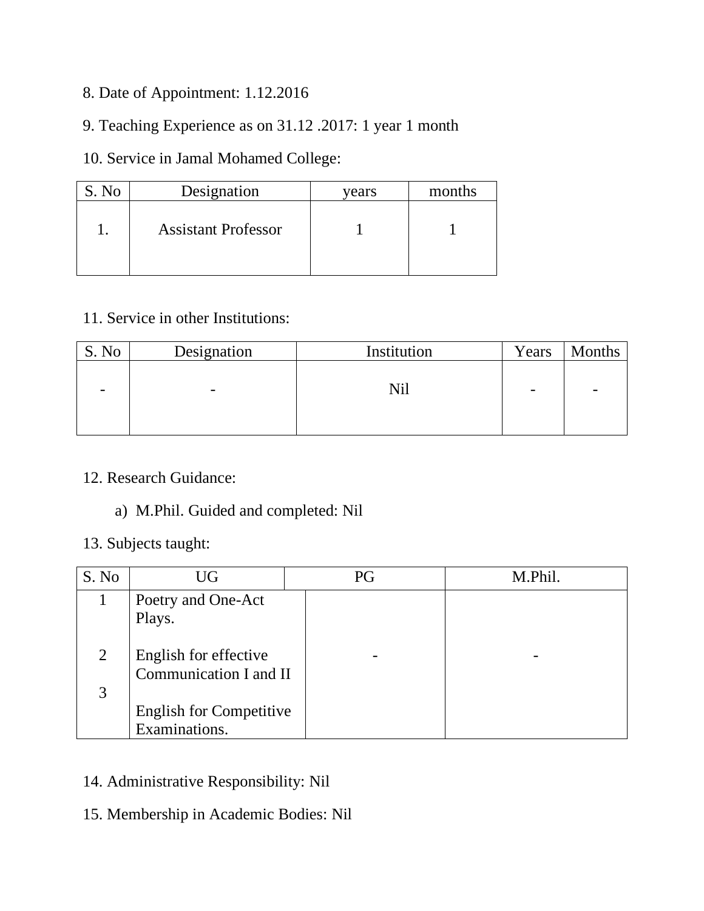8. Date of Appointment: 1.12.2016

9. Teaching Experience as on 31.12 .2017: 1 year 1 month

10. Service in Jamal Mohamed College:

| S. No | Designation | years | months |
|---|---|---|---|
| 1. | Assistant Professor | 1 | 1 |

11. Service in other Institutions:

| S. No | Designation | Institution | Years | Months |
|---|---|---|---|---|
| - | - | Nil | - | - |

12. Research Guidance:

   a) M.Phil. Guided and completed: Nil

13. Subjects taught:

| S. No | UG | PG | M.Phil. |
|---|---|---|---|
| 1 | Poetry and One-Act Plays. | | |
| 2 | English for effective Communication I and II | - | - |
| 3 | English for Competitive Examinations. | | |

14. Administrative Responsibility: Nil

15. Membership in Academic Bodies: Nil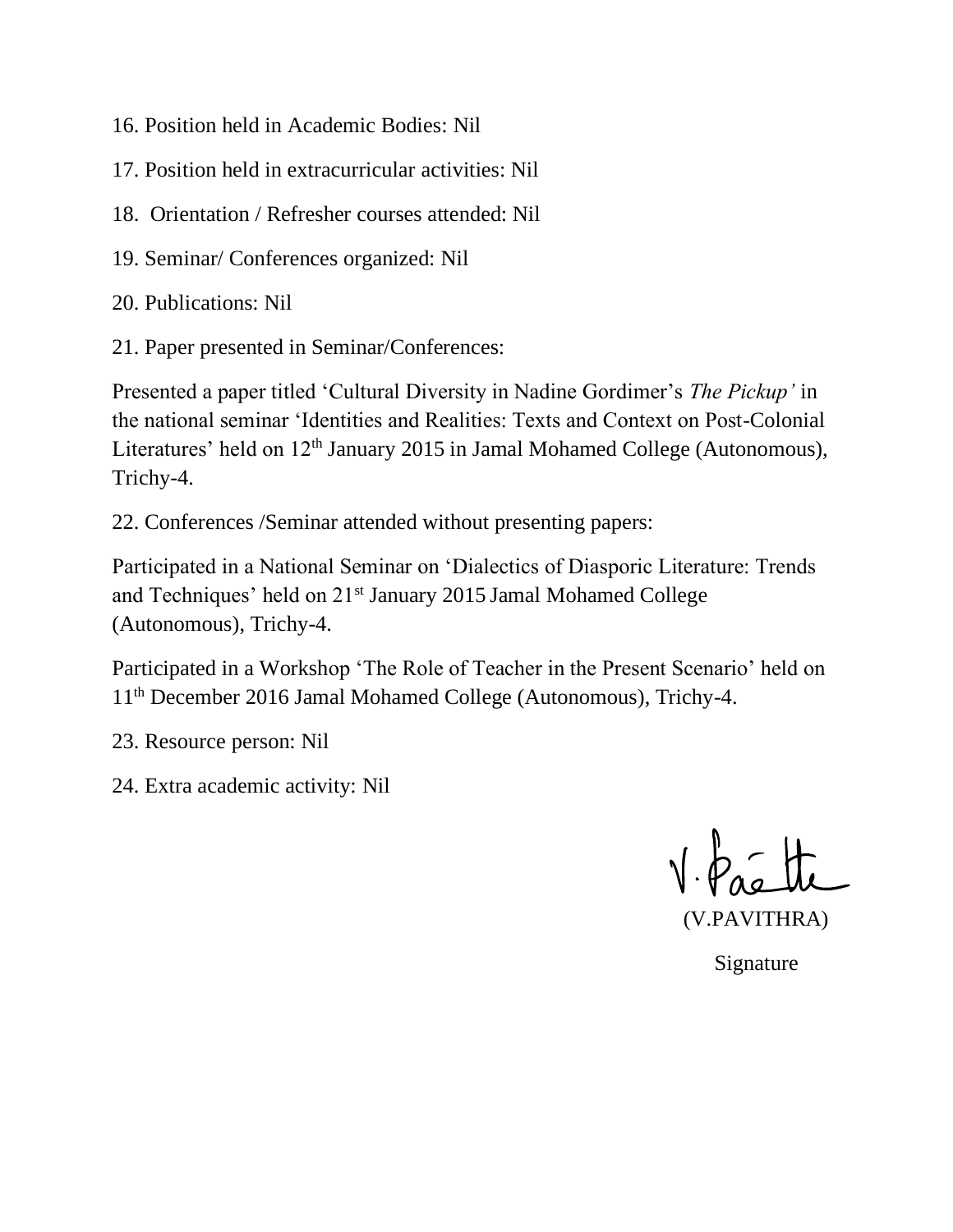16. Position held in Academic Bodies: Nil

17. Position held in extracurricular activities: Nil

18. Orientation / Refresher courses attended: Nil

19. Seminar/ Conferences organized: Nil

20. Publications: Nil

21. Paper presented in Seminar/Conferences:

Presented a paper titled 'Cultural Diversity in Nadine Gordimer's *The Pickup'* in the national seminar 'Identities and Realities: Texts and Context on Post-Colonial Literatures' held on 12th January 2015 in Jamal Mohamed College (Autonomous), Trichy-4.

22. Conferences /Seminar attended without presenting papers:

Participated in a National Seminar on 'Dialectics of Diasporic Literature: Trends and Techniques' held on 21st January 2015 Jamal Mohamed College (Autonomous), Trichy-4.

Participated in a Workshop 'The Role of Teacher in the Present Scenario' held on 11th December 2016 Jamal Mohamed College (Autonomous), Trichy-4.

23. Resource person: Nil

24. Extra academic activity: Nil

(V.PAVITHRA)

Signature